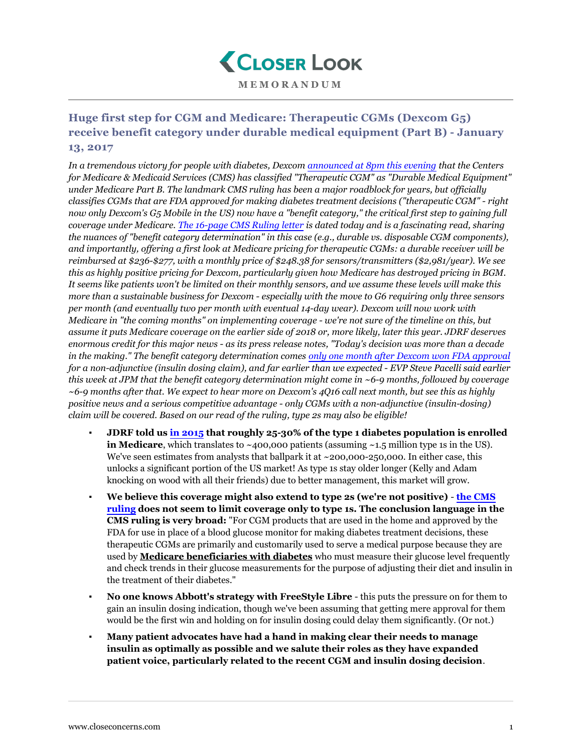# Closer Look

**MEMORANDUM**

## Huge first step for CGM and Medicare: Therapeutic CGMs (Dexcom G5) receive benefit category under durable medical equipment (Part B) - January 13, 2017

*In a tremendous victory for people with diabetes, Dexcom announced at 8pm this evening that the Centers for Medicare & Medicaid Services (CMS) has classified "Therapeutic CGM" as "Durable Medical Equipment" under Medicare Part B. The landmark CMS ruling has been a major roadblock for years, but officially classifies CGMs that are FDA approved for making diabetes treatment decisions ("therapeutic CGM" - right now only Dexcom's G5 Mobile in the US) now have a "benefit category," the critical first step to gaining full coverage under Medicare. The 16-page CMS Ruling letter is dated today and is a fascinating read, sharing the nuances of "benefit category determination" in this case (e.g., durable vs. disposable CGM components), and importantly, offering a first look at Medicare pricing for therapeutic CGMs: a durable receiver will be reimbursed at $236-$277, with a monthly price of $248.38 for sensors/transmitters ($2,981/year). We see this as highly positive pricing for Dexcom, particularly given how Medicare has destroyed pricing in BGM. It seems like patients won't be limited on their monthly sensors, and we assume these levels will make this more than a sustainable business for Dexcom - especially with the move to G6 requiring only three sensors per month (and eventually two per month with eventual 14-day wear). Dexcom will now work with Medicare in "the coming months" on implementing coverage - we're not sure of the timeline on this, but assume it puts Medicare coverage on the earlier side of 2018 or, more likely, later this year. JDRF deserves enormous credit for this major news - as its press release notes, "Today's decision was more than a decade in the making." The benefit category determination comes only one month after Dexcom won FDA approval for a non-adjunctive (insulin dosing claim), and far earlier than we expected - EVP Steve Pacelli said earlier this week at JPM that the benefit category determination might come in ~6-9 months, followed by coverage ~6-9 months after that. We expect to hear more on Dexcom's 4Q16 call next month, but see this as highly positive news and a serious competitive advantage - only CGMs with a non-adjunctive (insulin-dosing) claim will be covered. Based on our read of the ruling, type 2s may also be eligible!*

- **JDRF told us in 2015 that roughly 25-30% of the type 1 diabetes population is enrolled in Medicare**, which translates to ~400,000 patients (assuming ~1.5 million type 1s in the US). We've seen estimates from analysts that ballpark it at ~200,000-250,000. In either case, this unlocks a significant portion of the US market! As type 1s stay older longer (Kelly and Adam knocking on wood with all their friends) due to better management, this market will grow.
- **We believe this coverage might also extend to type 2s (we're not positive) - the CMS ruling does not seem to limit coverage only to type 1s. The conclusion language in the CMS ruling is very broad:** "For CGM products that are used in the home and approved by the FDA for use in place of a blood glucose monitor for making diabetes treatment decisions, these therapeutic CGMs are primarily and customarily used to serve a medical purpose because they are used by **Medicare beneficiaries with diabetes** who must measure their glucose level frequently and check trends in their glucose measurements for the purpose of adjusting their diet and insulin in the treatment of their diabetes."
- **No one knows Abbott's strategy with FreeStyle Libre** - this puts the pressure on for them to gain an insulin dosing indication, though we've been assuming that getting mere approval for them would be the first win and holding on for insulin dosing could delay them significantly. (Or not.)
- **Many patient advocates have had a hand in making clear their needs to manage insulin as optimally as possible and we salute their roles as they have expanded patient voice, particularly related to the recent CGM and insulin dosing decision**.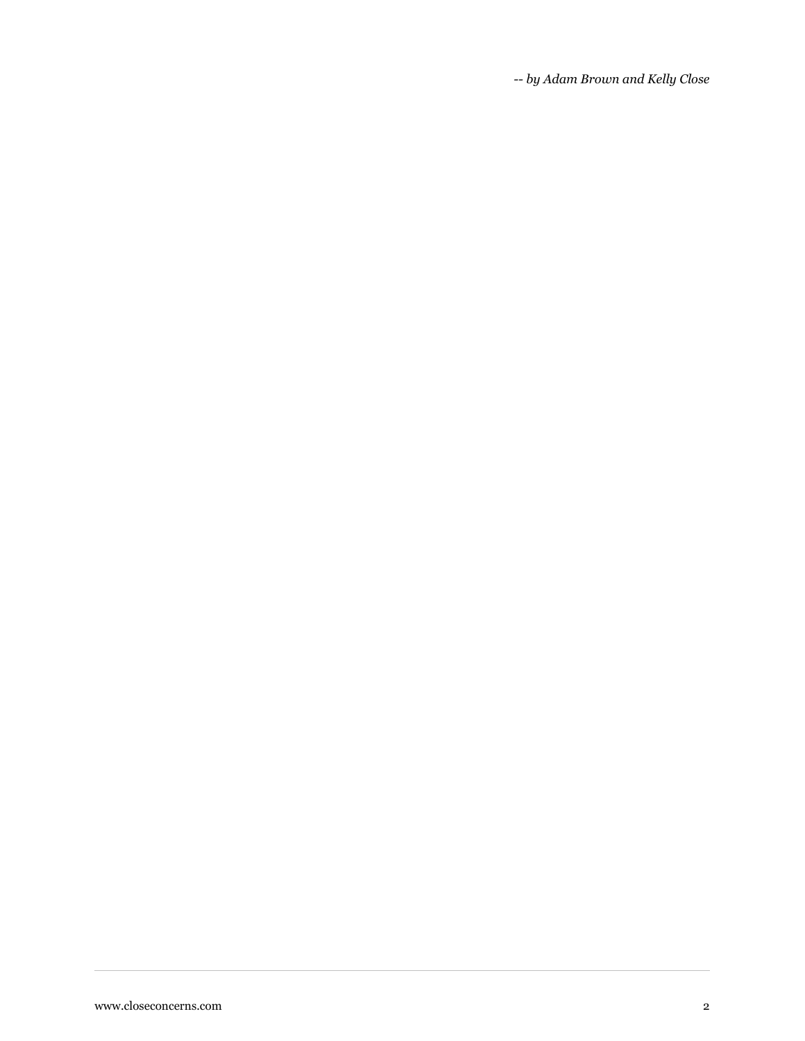*-- by Adam Brown and Kelly Close*